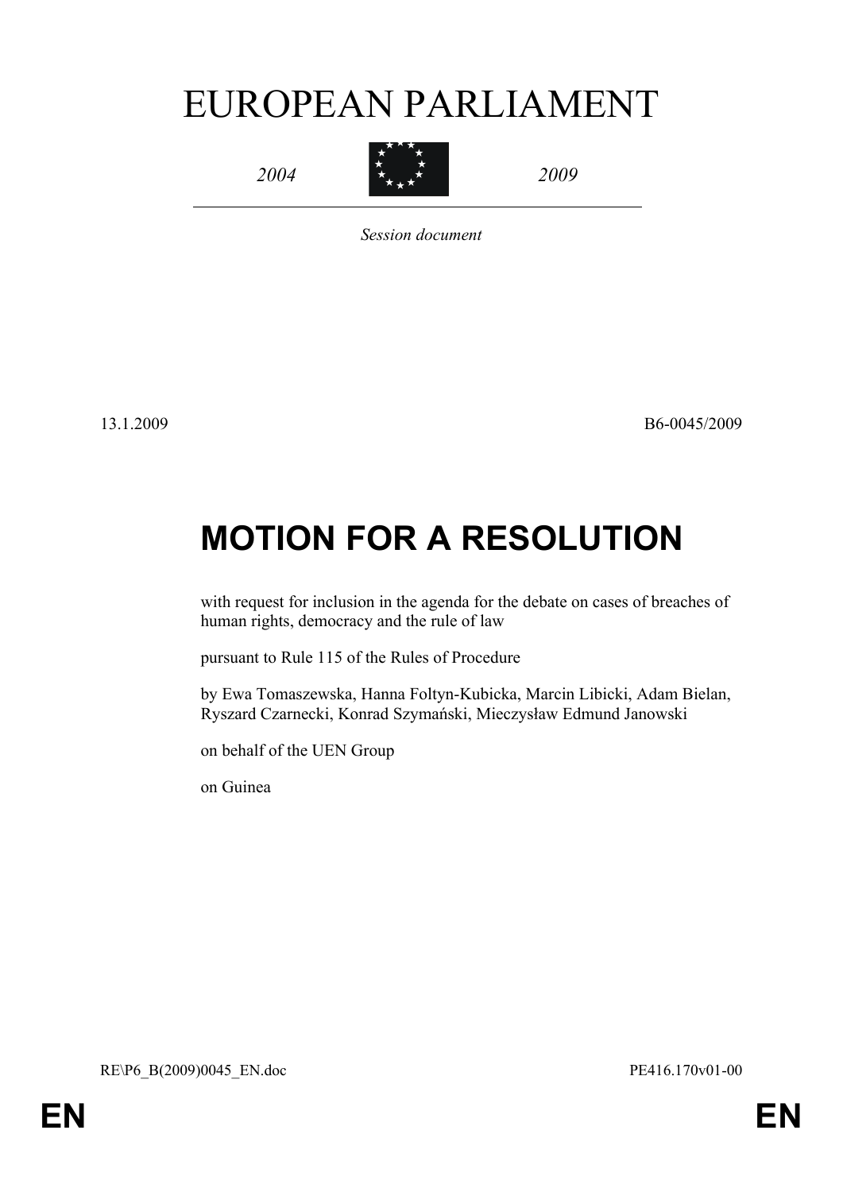# EUROPEAN PARLIAMENT

*2004* *2009*

*Session document*

13.1.2009 B6-0045/2009

# MOTION FOR A RESOLUTION

with request for inclusion in the agenda for the debate on cases of breaches of human rights, democracy and the rule of law

pursuant to Rule 115 of the Rules of Procedure

by Ewa Tomaszewska, Hanna Foltyn-Kubicka, Marcin Libicki, Adam Bielan, Ryszard Czarnecki, Konrad Szymański, Mieczysław Edmund Janowski

on behalf of the UEN Group

on Guinea

RE\P6_B(2009)0045_EN.doc PE416.170v01-00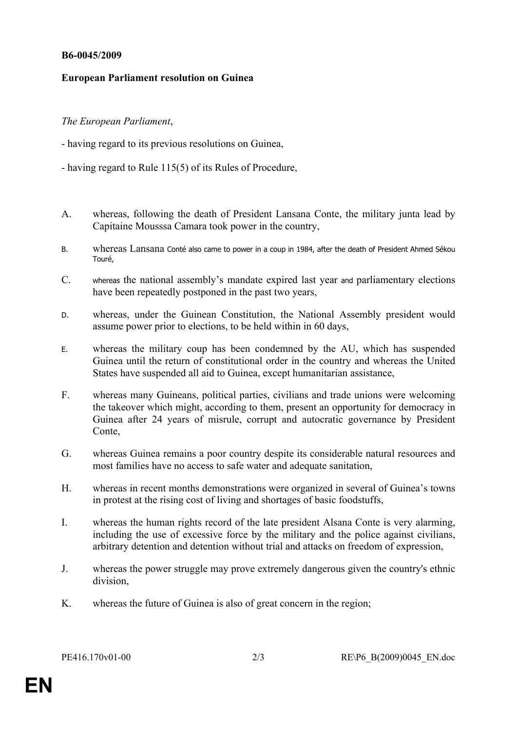**B6-0045/2009**

**European Parliament resolution on Guinea**

*The European Parliament*,

- having regard to its previous resolutions on Guinea,

- having regard to Rule 115(5) of its Rules of Procedure,

A. whereas, following the death of President Lansana Conte, the military junta lead by Capitaine Mousssa Camara took power in the country,

B. whereas Lansana Conté also came to power in a coup in 1984, after the death of President Ahmed Sékou Touré,

C. whereas the national assembly's mandate expired last year and parliamentary elections have been repeatedly postponed in the past two years,

D. whereas, under the Guinean Constitution, the National Assembly president would assume power prior to elections, to be held within in 60 days,

E. whereas the military coup has been condemned by the AU, which has suspended Guinea until the return of constitutional order in the country and whereas the United States have suspended all aid to Guinea, except humanitarian assistance,

F. whereas many Guineans, political parties, civilians and trade unions were welcoming the takeover which might, according to them, present an opportunity for democracy in Guinea after 24 years of misrule, corrupt and autocratic governance by President Conte,

G. whereas Guinea remains a poor country despite its considerable natural resources and most families have no access to safe water and adequate sanitation,

H. whereas in recent months demonstrations were organized in several of Guinea's towns in protest at the rising cost of living and shortages of basic foodstuffs,

I. whereas the human rights record of the late president Alsana Conte is very alarming, including the use of excessive force by the military and the police against civilians, arbitrary detention and detention without trial and attacks on freedom of expression,

J. whereas the power struggle may prove extremely dangerous given the country's ethnic division,

K. whereas the future of Guinea is also of great concern in the region;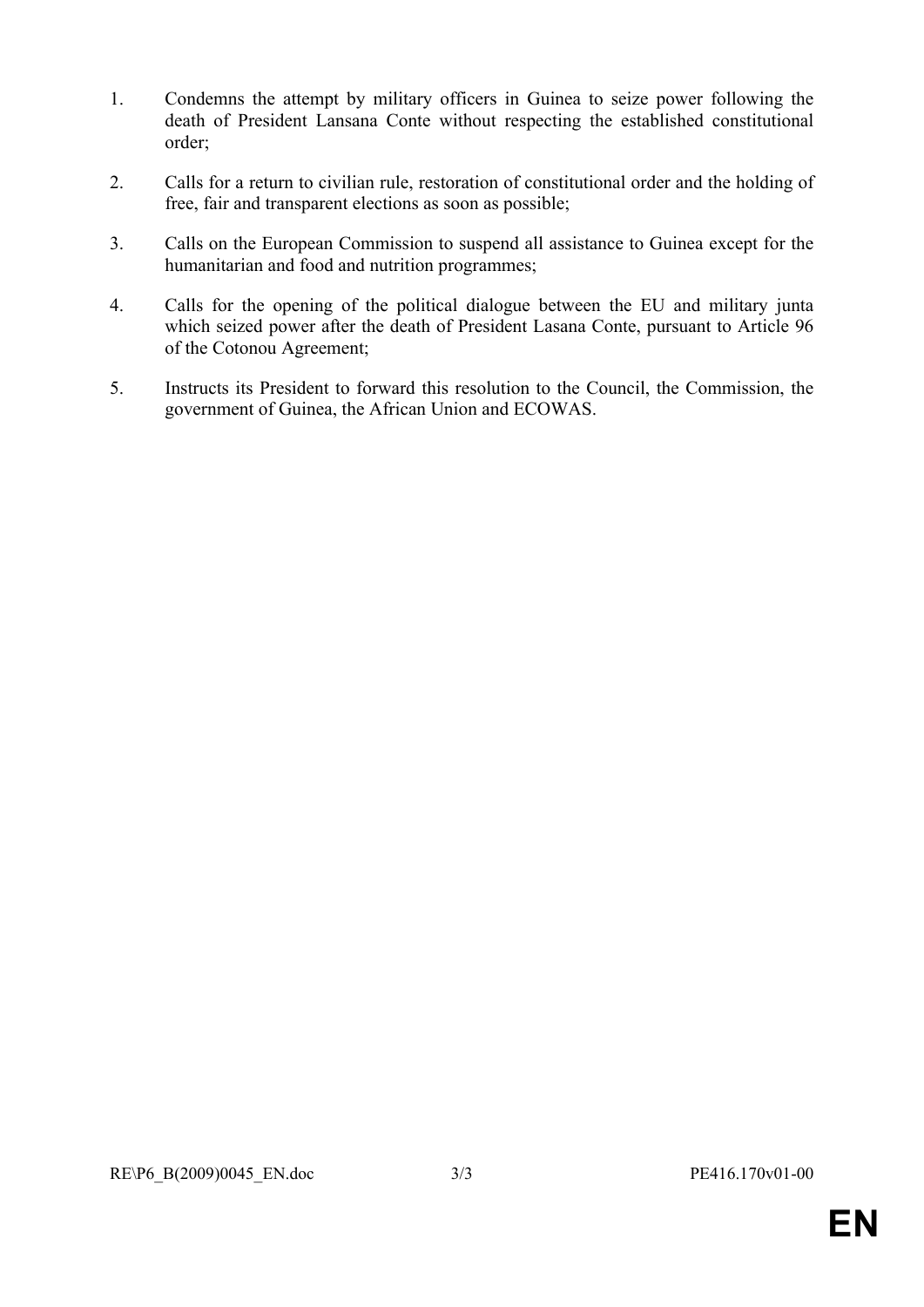1. Condemns the attempt by military officers in Guinea to seize power following the death of President Lansana Conte without respecting the established constitutional order;

2. Calls for a return to civilian rule, restoration of constitutional order and the holding of free, fair and transparent elections as soon as possible;

3. Calls on the European Commission to suspend all assistance to Guinea except for the humanitarian and food and nutrition programmes;

4. Calls for the opening of the political dialogue between the EU and military junta which seized power after the death of President Lasana Conte, pursuant to Article 96 of the Cotonou Agreement;

5. Instructs its President to forward this resolution to the Council, the Commission, the government of Guinea, the African Union and ECOWAS.